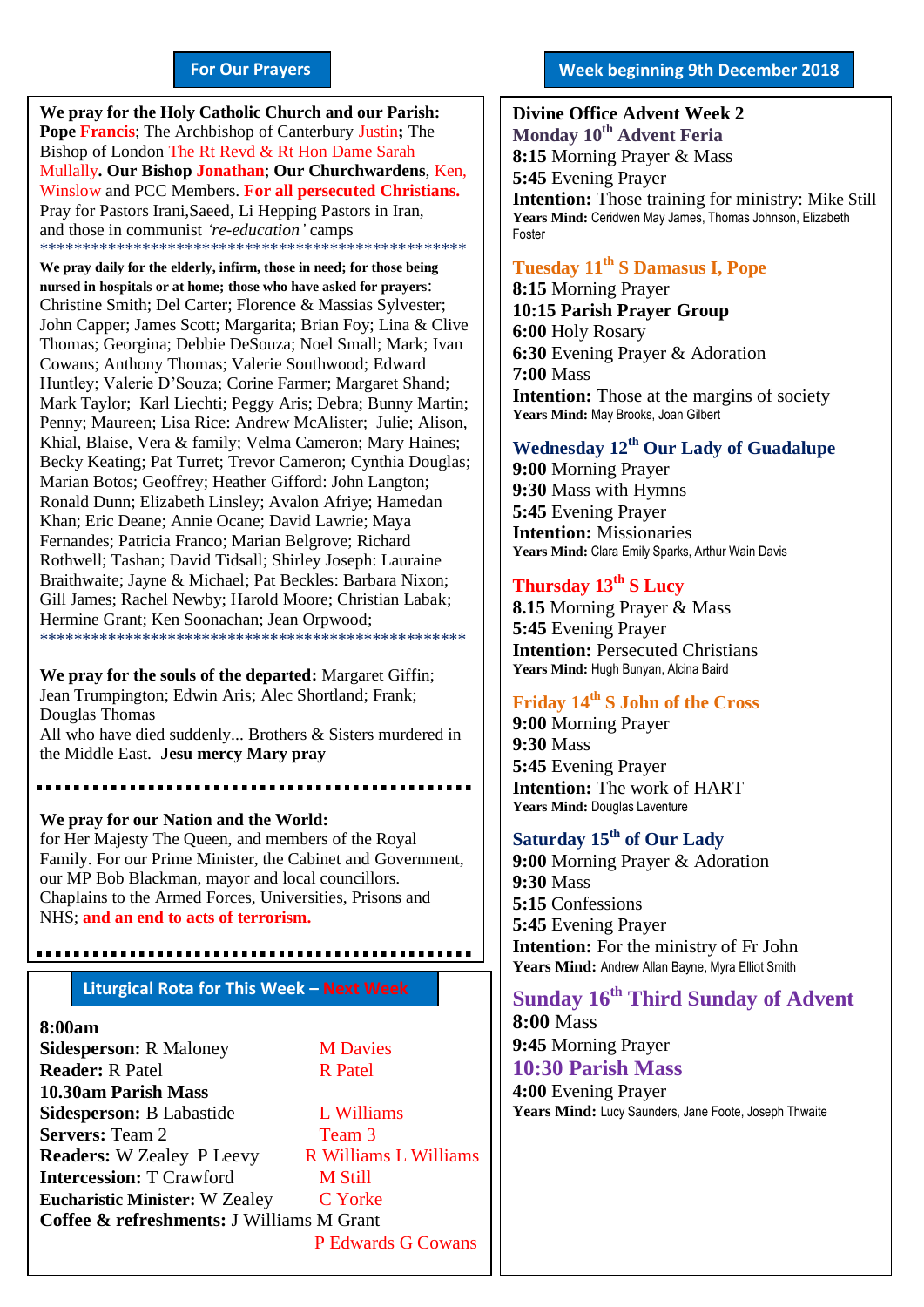## For Our Prayers

**We pray for the Holy Catholic Church and our Parish:** **Pope Francis**; The Archbishop of Canterbury Justin**;** The Bishop of London The Rt Revd & Rt Hon Dame Sarah Mullally**. Our Bishop Jonathan**; **Our Churchwardens**, Ken, Winslow and PCC Members. **For all persecuted Christians.** Pray for Pastors Irani,Saeed, Li Hepping Pastors in Iran, and those in communist *'re-education'* camps

\*\*\*\*\*\*\*\*\*\*\*\*\*\*\*\*\*\*\*\*\*\*\*\*\*\*\*\*\*\*\*\*\*\*\*\*\*\*\*\*\*\*\*\*\*\*\*\*\*\*\*\*\*

**We pray daily for the elderly, infirm, those in need; for those being nursed in hospitals or at home; those who have asked for prayers**: Christine Smith; Del Carter; Florence & Massias Sylvester; John Capper; James Scott; Margarita; Brian Foy; Lina & Clive Thomas; Georgina; Debbie DeSouza; Noel Small; Mark; Ivan Cowans; Anthony Thomas; Valerie Southwood; Edward Huntley; Valerie D'Souza; Corine Farmer; Margaret Shand; Mark Taylor; Karl Liechti; Peggy Aris; Debra; Bunny Martin; Penny; Maureen; Lisa Rice: Andrew McAlister; Julie; Alison, Khial, Blaise, Vera & family; Velma Cameron; Mary Haines; Becky Keating; Pat Turret; Trevor Cameron; Cynthia Douglas; Marian Botos; Geoffrey; Heather Gifford: John Langton; Ronald Dunn; Elizabeth Linsley; Avalon Afriye; Hamedan Khan; Eric Deane; Annie Ocane; David Lawrie; Maya Fernandes; Patricia Franco; Marian Belgrove; Richard Rothwell; Tashan; David Tidsall; Shirley Joseph: Lauraine Braithwaite; Jayne & Michael; Pat Beckles: Barbara Nixon; Gill James; Rachel Newby; Harold Moore; Christian Labak; Hermine Grant; Ken Soonachan; Jean Orpwood;

\*\*\*\*\*\*\*\*\*\*\*\*\*\*\*\*\*\*\*\*\*\*\*\*\*\*\*\*\*\*\*\*\*\*\*\*\*\*\*\*\*\*\*\*\*\*\*\*\*\*\*\*\*

**We pray for the souls of the departed:** Margaret Giffin; Jean Trumpington; Edwin Aris; Alec Shortland; Frank; Douglas Thomas
All who have died suddenly... Brothers & Sisters murdered in the Middle East. **Jesu mercy Mary pray**

**We pray for our Nation and the World:** for Her Majesty The Queen, and members of the Royal Family. For our Prime Minister, the Cabinet and Government, our MP Bob Blackman, mayor and local councillors. Chaplains to the Armed Forces, Universities, Prisons and NHS; **and an end to acts of terrorism.**

## Liturgical Rota for This Week – Next Week

| | This Week | Next Week |
|---|---|---|
| **8:00am** | | |
| **Sidesperson:** | R Maloney | M Davies |
| **Reader:** | R Patel | R Patel |
| **10.30am Parish Mass** | | |
| **Sidesperson:** | B Labastide | L Williams |
| **Servers:** | Team 2 | Team 3 |
| **Readers:** | W Zealey P Leevy | R Williams L Williams |
| **Intercession:** | T Crawford | M Still |
| **Eucharistic Minister:** | W Zealey | C Yorke |
| **Coffee & refreshments:** | J Williams M Grant | P Edwards G Cowans |

## Week beginning 9th December 2018

**Divine Office Advent Week 2**

### Monday 10th Advent Feria
**8:15** Morning Prayer & Mass
**5:45** Evening Prayer
**Intention:** Those training for ministry: Mike Still
**Years Mind:** Ceridwen May James, Thomas Johnson, Elizabeth Foster

### Tuesday 11th S Damasus I, Pope
**8:15** Morning Prayer
**10:15 Parish Prayer Group**
**6:00** Holy Rosary
**6:30** Evening Prayer & Adoration
**7:00** Mass
**Intention:** Those at the margins of society
**Years Mind:** May Brooks, Joan Gilbert

### Wednesday 12th Our Lady of Guadalupe
**9:00** Morning Prayer
**9:30** Mass with Hymns
**5:45** Evening Prayer
**Intention:** Missionaries
**Years Mind:** Clara Emily Sparks, Arthur Wain Davis

### Thursday 13th S Lucy
**8.15** Morning Prayer & Mass
**5:45** Evening Prayer
**Intention:** Persecuted Christians
**Years Mind:** Hugh Bunyan, Alcina Baird

### Friday 14th S John of the Cross
**9:00** Morning Prayer
**9:30** Mass
**5:45** Evening Prayer
**Intention:** The work of HART
**Years Mind:** Douglas Laventure

### Saturday 15th of Our Lady
**9:00** Morning Prayer & Adoration
**9:30** Mass
**5:15** Confessions
**5:45** Evening Prayer
**Intention:** For the ministry of Fr John
**Years Mind:** Andrew Allan Bayne, Myra Elliot Smith

### Sunday 16th Third Sunday of Advent
**8:00** Mass
**9:45** Morning Prayer
**10:30 Parish Mass**
**4:00** Evening Prayer
**Years Mind:** Lucy Saunders, Jane Foote, Joseph Thwaite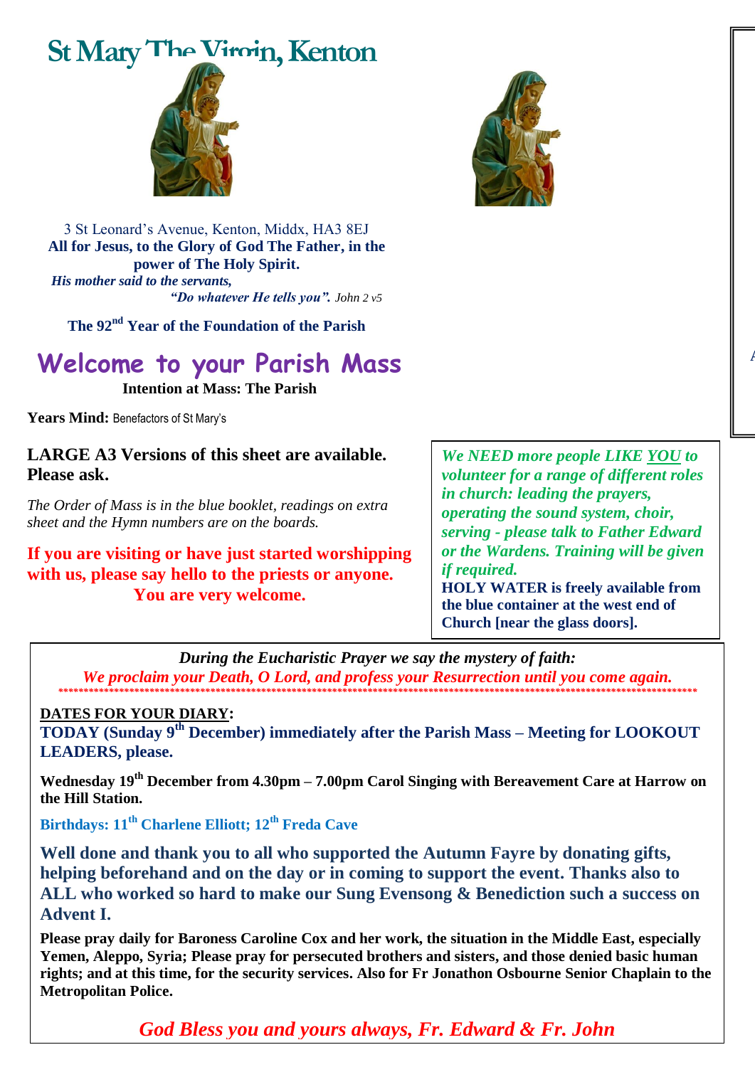# St Mary The Virgin, Kenton

3 St Leonard's Avenue, Kenton, Middx, HA3 8EJ

**All for Jesus, to the Glory of God The Father, in the power of The Holy Spirit.**

***His mother said to the servants,***

***"Do whatever He tells you".*** *John 2 v5*

**The 92nd Year of the Foundation of the Parish**

## Welcome to your Parish Mass

**Intention at Mass: The Parish**

**Years Mind:** Benefactors of St Mary's

**LARGE A3 Versions of this sheet are available. Please ask.**

*The Order of Mass is in the blue booklet, readings on extra sheet and the Hymn numbers are on the boards.*

**If you are visiting or have just started worshipping with us, please say hello to the priests or anyone. You are very welcome.**

***We NEED more people LIKE YOU to volunteer for a range of different roles in church: leading the prayers, operating the sound system, choir, serving - please talk to Father Edward or the Wardens. Training will be given if required.***

**HOLY WATER is freely available from the blue container at the west end of Church [near the glass doors].**

***During the Eucharistic Prayer we say the mystery of faith:***

***We proclaim your Death, O Lord, and profess your Resurrection until you come again.***

**DATES FOR YOUR DIARY:**

**TODAY (Sunday 9th December) immediately after the Parish Mass – Meeting for LOOKOUT LEADERS, please.**

**Wednesday 19th December from 4.30pm – 7.00pm Carol Singing with Bereavement Care at Harrow on the Hill Station.**

**Birthdays: 11th Charlene Elliott; 12th Freda Cave**

**Well done and thank you to all who supported the Autumn Fayre by donating gifts, helping beforehand and on the day or in coming to support the event. Thanks also to ALL who worked so hard to make our Sung Evensong & Benediction such a success on Advent I.**

**Please pray daily for Baroness Caroline Cox and her work, the situation in the Middle East, especially Yemen, Aleppo, Syria; Please pray for persecuted brothers and sisters, and those denied basic human rights; and at this time, for the security services. Also for Fr Jonathon Osbourne Senior Chaplain to the Metropolitan Police.**

***God Bless you and yours always, Fr. Edward & Fr. John***